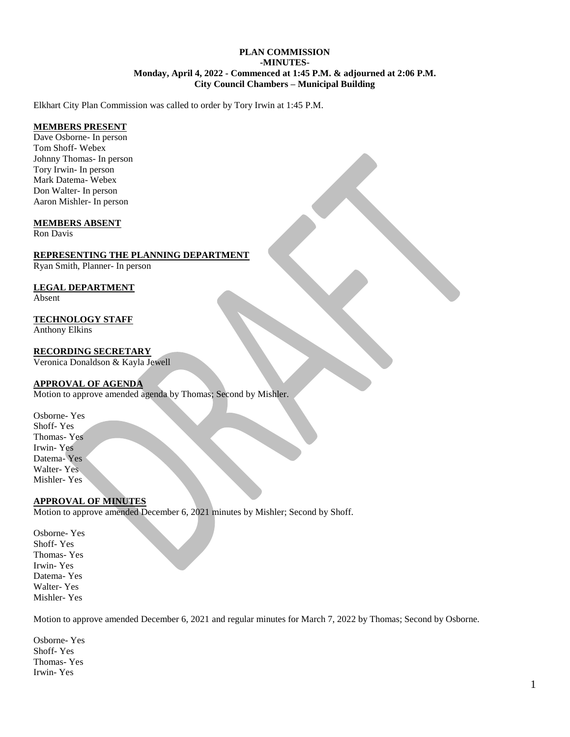**PLAN COMMISSION**
**-MINUTES-**
**Monday, April 4, 2022 - Commenced at 1:45 P.M. & adjourned at 2:06 P.M.**
**City Council Chambers – Municipal Building**

Elkhart City Plan Commission was called to order by Tory Irwin at 1:45 P.M.

**MEMBERS PRESENT**

Dave Osborne- In person
Tom Shoff- Webex
Johnny Thomas- In person
Tory Irwin- In person
Mark Datema- Webex
Don Walter- In person
Aaron Mishler- In person

**MEMBERS ABSENT**

Ron Davis

**REPRESENTING THE PLANNING DEPARTMENT**

Ryan Smith, Planner- In person

**LEGAL DEPARTMENT**

Absent

**TECHNOLOGY STAFF**

Anthony Elkins

**RECORDING SECRETARY**

Veronica Donaldson & Kayla Jewell

**APPROVAL OF AGENDA**

Motion to approve amended agenda by Thomas; Second by Mishler.

Osborne- Yes
Shoff- Yes
Thomas- Yes
Irwin- Yes
Datema- Yes
Walter- Yes
Mishler- Yes

**APPROVAL OF MINUTES**

Motion to approve amended December 6, 2021 minutes by Mishler; Second by Shoff.

Osborne- Yes
Shoff- Yes
Thomas- Yes
Irwin- Yes
Datema- Yes
Walter- Yes
Mishler- Yes

Motion to approve amended December 6, 2021 and regular minutes for March 7, 2022 by Thomas; Second by Osborne.

Osborne- Yes
Shoff- Yes
Thomas- Yes
Irwin- Yes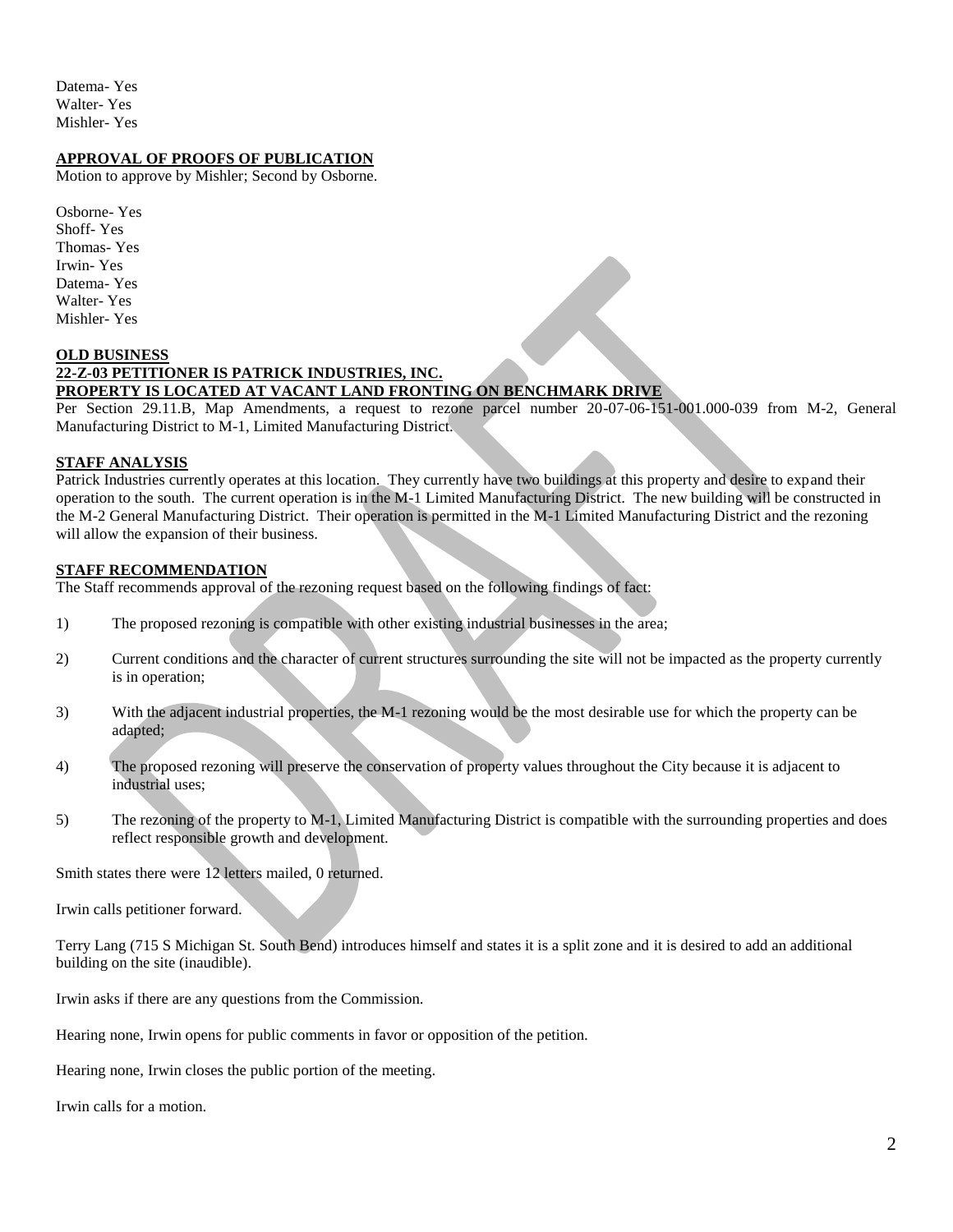Datema- Yes
Walter- Yes
Mishler- Yes

**APPROVAL OF PROOFS OF PUBLICATION**

Motion to approve by Mishler; Second by Osborne.

Osborne- Yes
Shoff- Yes
Thomas- Yes
Irwin- Yes
Datema- Yes
Walter- Yes
Mishler- Yes

**OLD BUSINESS**

**22-Z-03 PETITIONER IS PATRICK INDUSTRIES, INC.**

**PROPERTY IS LOCATED AT VACANT LAND FRONTING ON BENCHMARK DRIVE**

Per Section 29.11.B, Map Amendments, a request to rezone parcel number 20-07-06-151-001.000-039 from M-2, General Manufacturing District to M-1, Limited Manufacturing District.

**STAFF ANALYSIS**

Patrick Industries currently operates at this location. They currently have two buildings at this property and desire to expand their operation to the south. The current operation is in the M-1 Limited Manufacturing District. The new building will be constructed in the M-2 General Manufacturing District. Their operation is permitted in the M-1 Limited Manufacturing District and the rezoning will allow the expansion of their business.

**STAFF RECOMMENDATION**

The Staff recommends approval of the rezoning request based on the following findings of fact:

1) The proposed rezoning is compatible with other existing industrial businesses in the area;

2) Current conditions and the character of current structures surrounding the site will not be impacted as the property currently is in operation;

3) With the adjacent industrial properties, the M-1 rezoning would be the most desirable use for which the property can be adapted;

4) The proposed rezoning will preserve the conservation of property values throughout the City because it is adjacent to industrial uses;

5) The rezoning of the property to M-1, Limited Manufacturing District is compatible with the surrounding properties and does reflect responsible growth and development.

Smith states there were 12 letters mailed, 0 returned.

Irwin calls petitioner forward.

Terry Lang (715 S Michigan St. South Bend) introduces himself and states it is a split zone and it is desired to add an additional building on the site (inaudible).

Irwin asks if there are any questions from the Commission.

Hearing none, Irwin opens for public comments in favor or opposition of the petition.

Hearing none, Irwin closes the public portion of the meeting.

Irwin calls for a motion.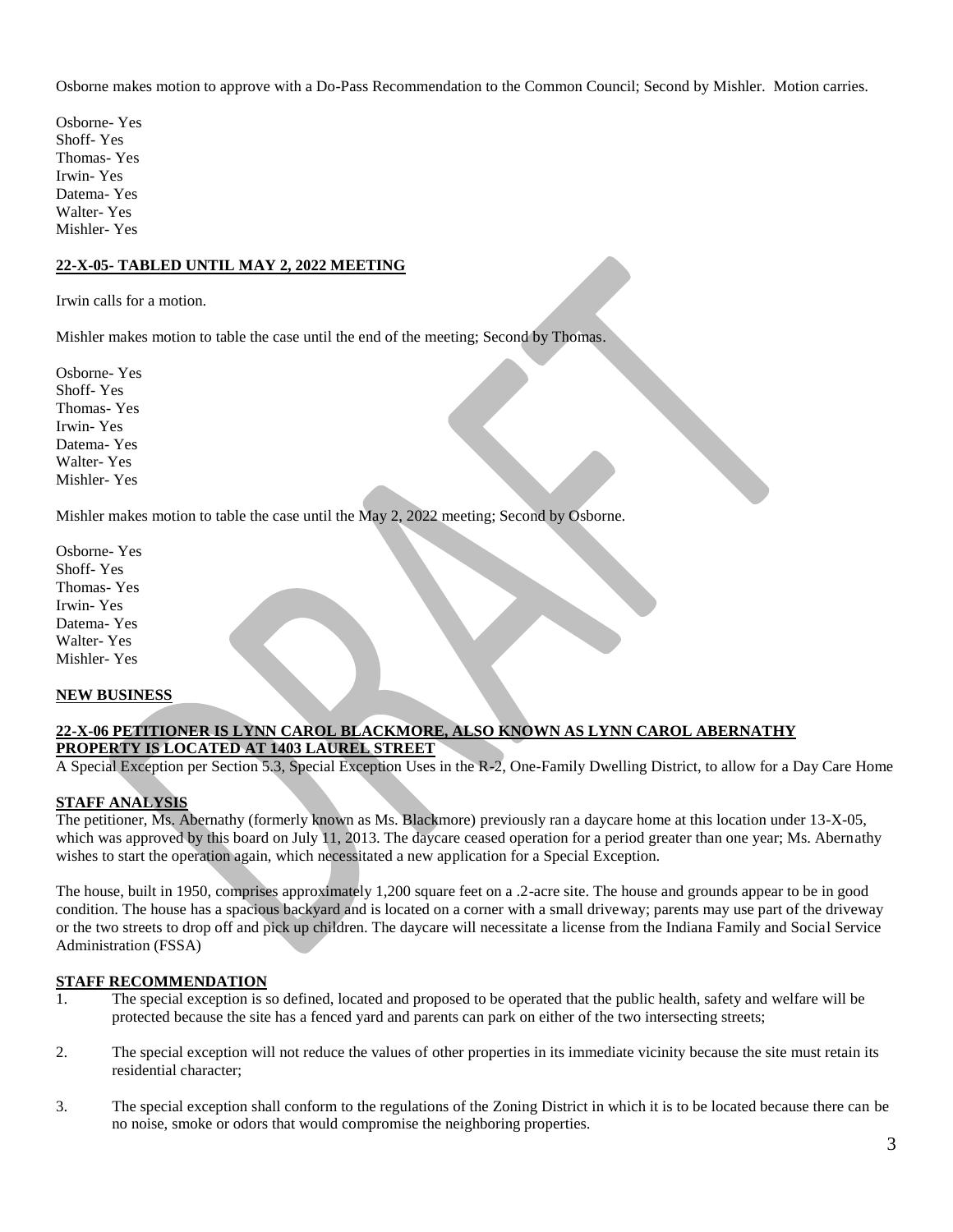Osborne makes motion to approve with a Do-Pass Recommendation to the Common Council; Second by Mishler. Motion carries.

Osborne- Yes  
Shoff- Yes  
Thomas- Yes  
Irwin- Yes  
Datema- Yes  
Walter- Yes  
Mishler- Yes

**22-X-05- TABLED UNTIL MAY 2, 2022 MEETING**

Irwin calls for a motion.

Mishler makes motion to table the case until the end of the meeting; Second by Thomas.

Osborne- Yes  
Shoff- Yes  
Thomas- Yes  
Irwin- Yes  
Datema- Yes  
Walter- Yes  
Mishler- Yes

Mishler makes motion to table the case until the May 2, 2022 meeting; Second by Osborne.

Osborne- Yes  
Shoff- Yes  
Thomas- Yes  
Irwin- Yes  
Datema- Yes  
Walter- Yes  
Mishler- Yes

**NEW BUSINESS**

**22-X-06 PETITIONER IS LYNN CAROL BLACKMORE, ALSO KNOWN AS LYNN CAROL ABERNATHY PROPERTY IS LOCATED AT 1403 LAUREL STREET**

A Special Exception per Section 5.3, Special Exception Uses in the R-2, One-Family Dwelling District, to allow for a Day Care Home

**STAFF ANALYSIS**

The petitioner, Ms. Abernathy (formerly known as Ms. Blackmore) previously ran a daycare home at this location under 13-X-05, which was approved by this board on July 11, 2013. The daycare ceased operation for a period greater than one year; Ms. Abernathy wishes to start the operation again, which necessitated a new application for a Special Exception.

The house, built in 1950, comprises approximately 1,200 square feet on a .2-acre site. The house and grounds appear to be in good condition. The house has a spacious backyard and is located on a corner with a small driveway; parents may use part of the driveway or the two streets to drop off and pick up children. The daycare will necessitate a license from the Indiana Family and Social Service Administration (FSSA)

**STAFF RECOMMENDATION**

1. The special exception is so defined, located and proposed to be operated that the public health, safety and welfare will be protected because the site has a fenced yard and parents can park on either of the two intersecting streets;

2. The special exception will not reduce the values of other properties in its immediate vicinity because the site must retain its residential character;

3. The special exception shall conform to the regulations of the Zoning District in which it is to be located because there can be no noise, smoke or odors that would compromise the neighboring properties.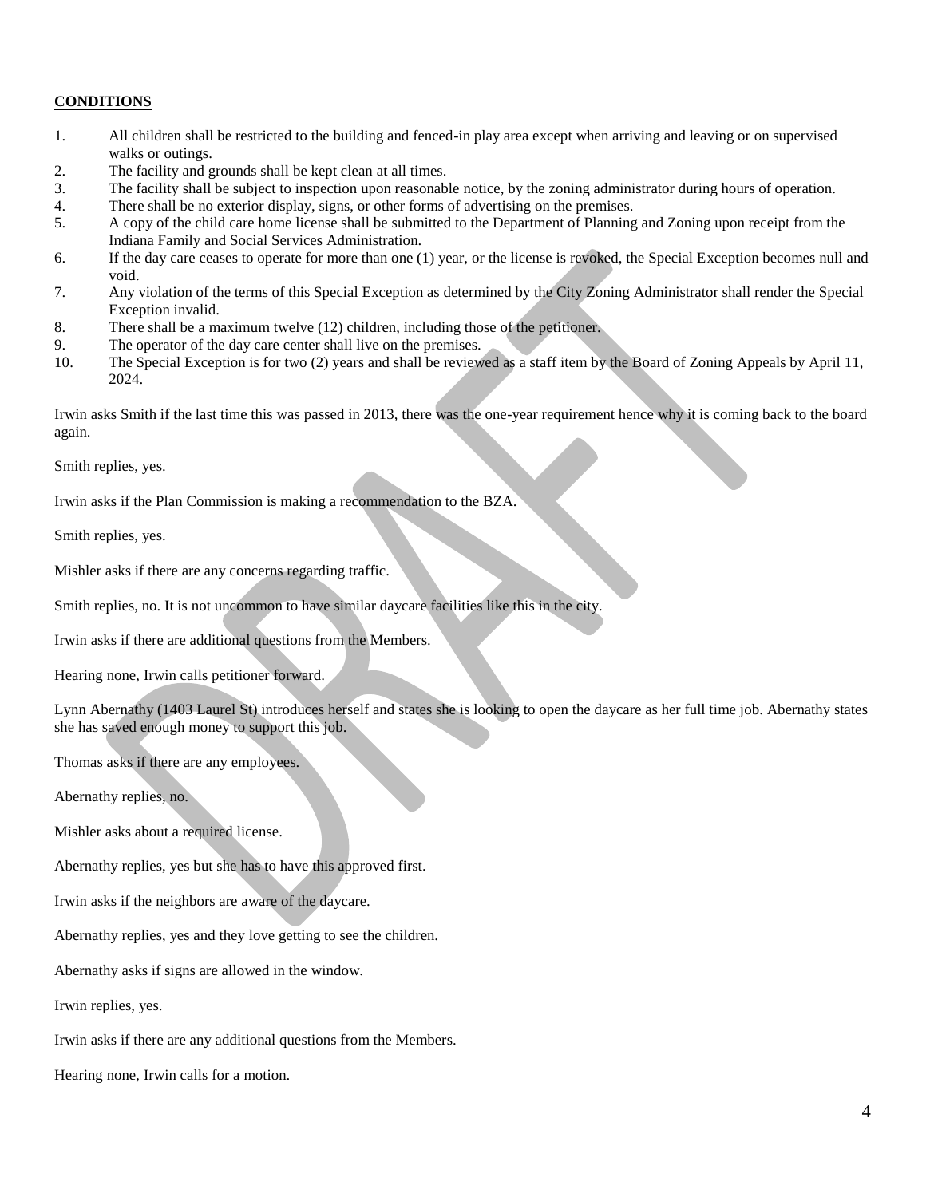**CONDITIONS**

1. All children shall be restricted to the building and fenced-in play area except when arriving and leaving or on supervised walks or outings.
2. The facility and grounds shall be kept clean at all times.
3. The facility shall be subject to inspection upon reasonable notice, by the zoning administrator during hours of operation.
4. There shall be no exterior display, signs, or other forms of advertising on the premises.
5. A copy of the child care home license shall be submitted to the Department of Planning and Zoning upon receipt from the Indiana Family and Social Services Administration.
6. If the day care ceases to operate for more than one (1) year, or the license is revoked, the Special Exception becomes null and void.
7. Any violation of the terms of this Special Exception as determined by the City Zoning Administrator shall render the Special Exception invalid.
8. There shall be a maximum twelve (12) children, including those of the petitioner.
9. The operator of the day care center shall live on the premises.
10. The Special Exception is for two (2) years and shall be reviewed as a staff item by the Board of Zoning Appeals by April 11, 2024.

Irwin asks Smith if the last time this was passed in 2013, there was the one-year requirement hence why it is coming back to the board again.

Smith replies, yes.

Irwin asks if the Plan Commission is making a recommendation to the BZA.

Smith replies, yes.

Mishler asks if there are any concerns regarding traffic.

Smith replies, no. It is not uncommon to have similar daycare facilities like this in the city.

Irwin asks if there are additional questions from the Members.

Hearing none, Irwin calls petitioner forward.

Lynn Abernathy (1403 Laurel St) introduces herself and states she is looking to open the daycare as her full time job. Abernathy states she has saved enough money to support this job.

Thomas asks if there are any employees.

Abernathy replies, no.

Mishler asks about a required license.

Abernathy replies, yes but she has to have this approved first.

Irwin asks if the neighbors are aware of the daycare.

Abernathy replies, yes and they love getting to see the children.

Abernathy asks if signs are allowed in the window.

Irwin replies, yes.

Irwin asks if there are any additional questions from the Members.

Hearing none, Irwin calls for a motion.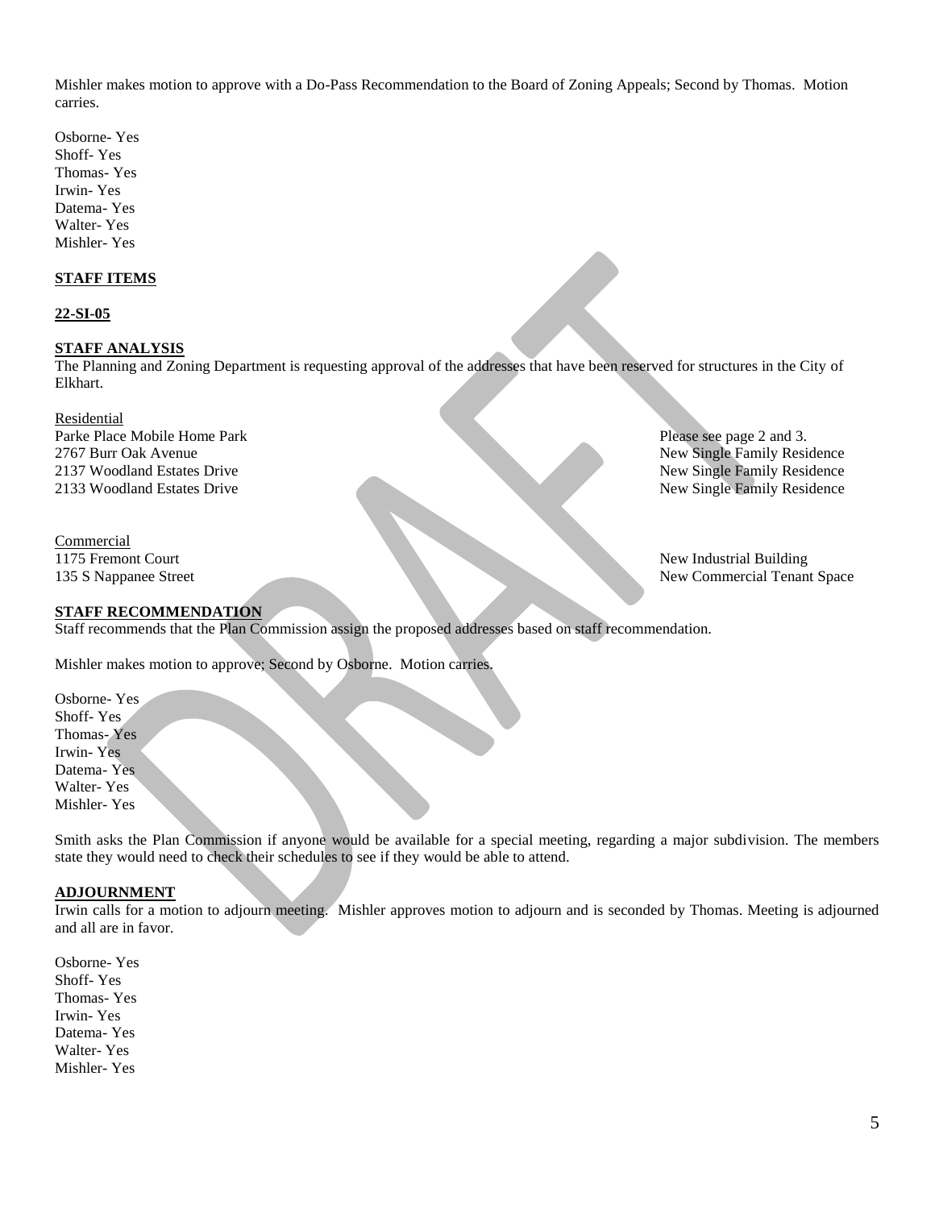Mishler makes motion to approve with a Do-Pass Recommendation to the Board of Zoning Appeals; Second by Thomas. Motion carries.

Osborne- Yes
Shoff- Yes
Thomas- Yes
Irwin- Yes
Datema- Yes
Walter- Yes
Mishler- Yes

**STAFF ITEMS**

**22-SI-05**

**STAFF ANALYSIS**

The Planning and Zoning Department is requesting approval of the addresses that have been reserved for structures in the City of Elkhart.

Residential

| | |
|---|---|
| Parke Place Mobile Home Park | Please see page 2 and 3. |
| 2767 Burr Oak Avenue | New Single Family Residence |
| 2137 Woodland Estates Drive | New Single Family Residence |
| 2133 Woodland Estates Drive | New Single Family Residence |

Commercial

| | |
|---|---|
| 1175 Fremont Court | New Industrial Building |
| 135 S Nappanee Street | New Commercial Tenant Space |

**STAFF RECOMMENDATION**

Staff recommends that the Plan Commission assign the proposed addresses based on staff recommendation.

Mishler makes motion to approve; Second by Osborne. Motion carries.

Osborne- Yes
Shoff- Yes
Thomas- Yes
Irwin- Yes
Datema- Yes
Walter- Yes
Mishler- Yes

Smith asks the Plan Commission if anyone would be available for a special meeting, regarding a major subdivision. The members state they would need to check their schedules to see if they would be able to attend.

**ADJOURNMENT**

Irwin calls for a motion to adjourn meeting. Mishler approves motion to adjourn and is seconded by Thomas. Meeting is adjourned and all are in favor.

Osborne- Yes
Shoff- Yes
Thomas- Yes
Irwin- Yes
Datema- Yes
Walter- Yes
Mishler- Yes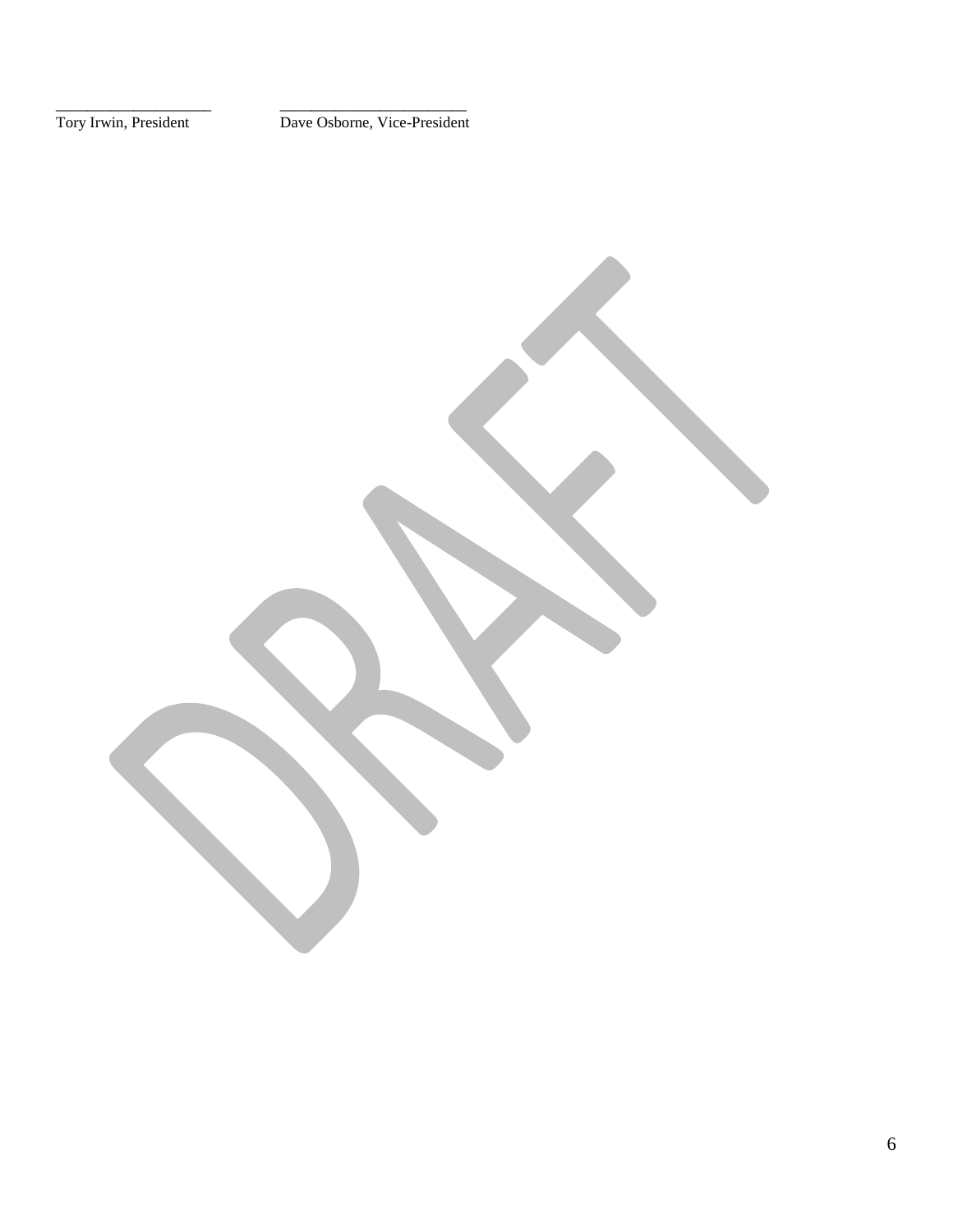____________________ ________________________

Tory Irwin, President Dave Osborne, Vice-President

DRAFT